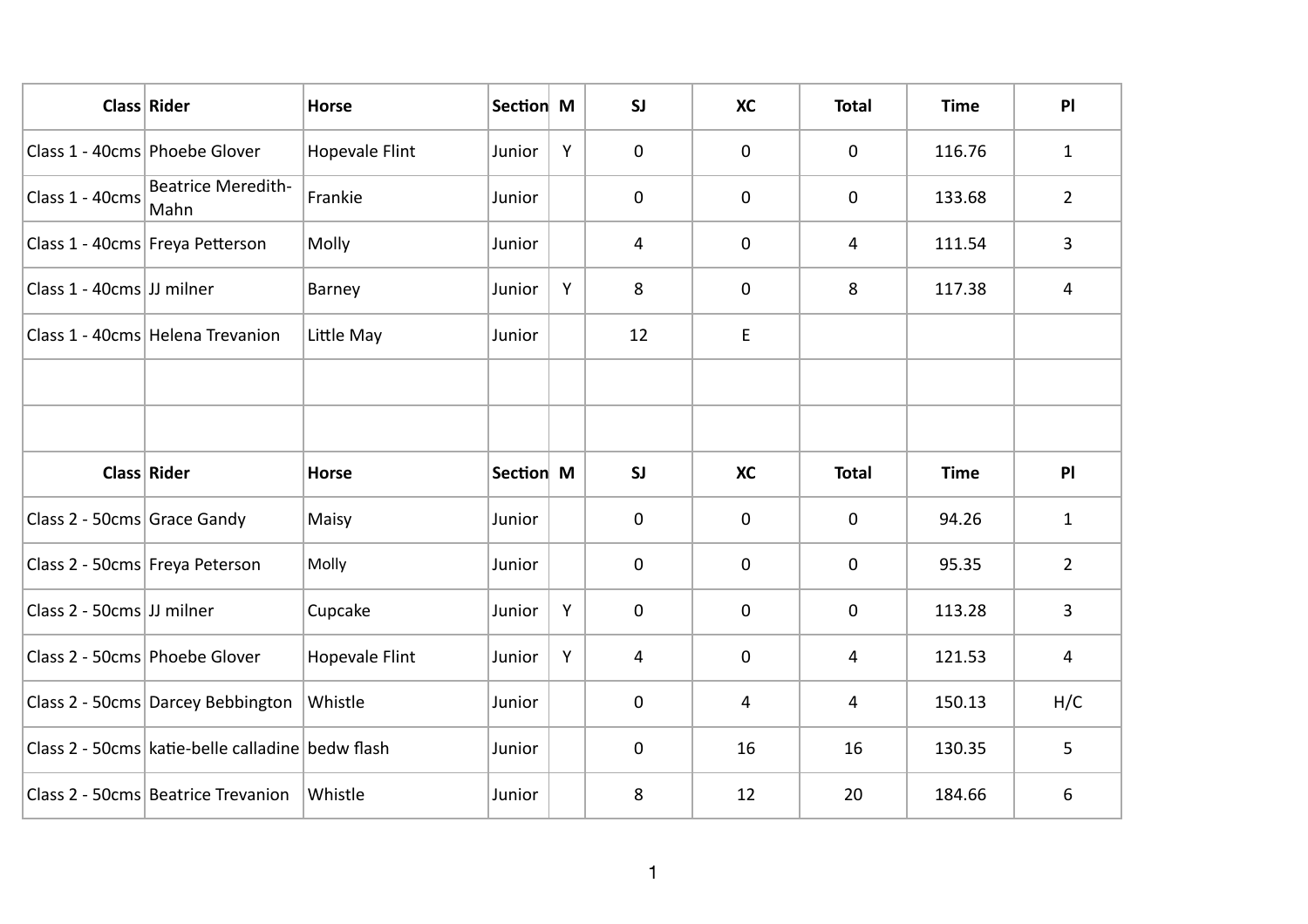| Class | Rider | Horse | Section | M | SJ | XC | Total | Time | Pl |
|---|---|---|---|---|---|---|---|---|---|
| Class 1 - 40cms | Phoebe Glover | Hopevale Flint | Junior | Y | 0 | 0 | 0 | 116.76 | 1 |
| Class 1 - 40cms | Beatrice Meredith-Mahn | Frankie | Junior | | 0 | 0 | 0 | 133.68 | 2 |
| Class 1 - 40cms | Freya Petterson | Molly | Junior | | 4 | 0 | 4 | 111.54 | 3 |
| Class 1 - 40cms | JJ milner | Barney | Junior | Y | 8 | 0 | 8 | 117.38 | 4 |
| Class 1 - 40cms | Helena Trevanion | Little May | Junior | | 12 | E | | | |

| Class | Rider | Horse | Section | M | SJ | XC | Total | Time | Pl |
|---|---|---|---|---|---|---|---|---|---|
| Class 2 - 50cms | Grace Gandy | Maisy | Junior | | 0 | 0 | 0 | 94.26 | 1 |
| Class 2 - 50cms | Freya Peterson | Molly | Junior | | 0 | 0 | 0 | 95.35 | 2 |
| Class 2 - 50cms | JJ milner | Cupcake | Junior | Y | 0 | 0 | 0 | 113.28 | 3 |
| Class 2 - 50cms | Phoebe Glover | Hopevale Flint | Junior | Y | 4 | 0 | 4 | 121.53 | 4 |
| Class 2 - 50cms | Darcey Bebbington | Whistle | Junior | | 0 | 4 | 4 | 150.13 | H/C |
| Class 2 - 50cms | katie-belle calladine | bedw flash | Junior | | 0 | 16 | 16 | 130.35 | 5 |
| Class 2 - 50cms | Beatrice Trevanion | Whistle | Junior | | 8 | 12 | 20 | 184.66 | 6 |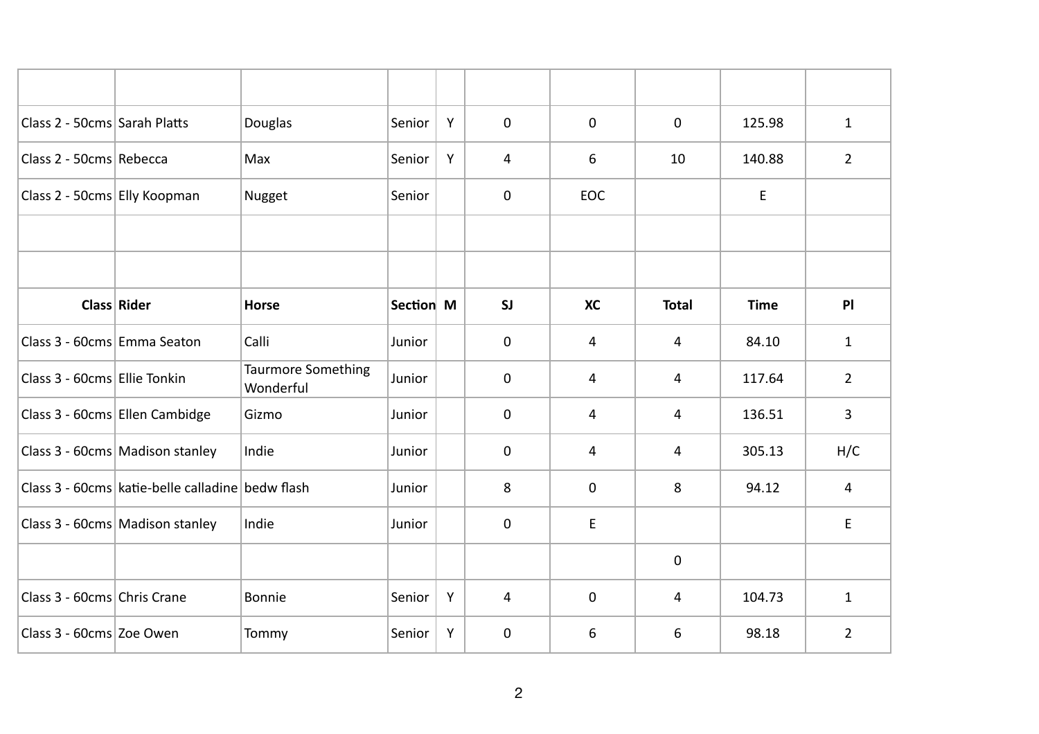| Class | Rider | Horse | Section | M | SJ | XC | Total | Time | Pl |
|---|---|---|---|---|---|---|---|---|---|
| | | | | | | | | | |
| Class 2 - 50cms | Sarah Platts | Douglas | Senior | Y | 0 | 0 | 0 | 125.98 | 1 |
| Class 2 - 50cms | Rebecca | Max | Senior | Y | 4 | 6 | 10 | 140.88 | 2 |
| Class 2 - 50cms | Elly Koopman | Nugget | Senior | | 0 | EOC | | E | |
| | | | | | | | | | |
| | | | | | | | | | |
| **Class** | **Rider** | **Horse** | **Section** | **M** | **SJ** | **XC** | **Total** | **Time** | **Pl** |
| Class 3 - 60cms | Emma Seaton | Calli | Junior | | 0 | 4 | 4 | 84.10 | 1 |
| Class 3 - 60cms | Ellie Tonkin | Taurmore Something Wonderful | Junior | | 0 | 4 | 4 | 117.64 | 2 |
| Class 3 - 60cms | Ellen Cambidge | Gizmo | Junior | | 0 | 4 | 4 | 136.51 | 3 |
| Class 3 - 60cms | Madison stanley | Indie | Junior | | 0 | 4 | 4 | 305.13 | H/C |
| Class 3 - 60cms | katie-belle calladine | bedw flash | Junior | | 8 | 0 | 8 | 94.12 | 4 |
| Class 3 - 60cms | Madison stanley | Indie | Junior | | 0 | E | | | E |
| | | | | | | | 0 | | |
| Class 3 - 60cms | Chris Crane | Bonnie | Senior | Y | 4 | 0 | 4 | 104.73 | 1 |
| Class 3 - 60cms | Zoe Owen | Tommy | Senior | Y | 0 | 6 | 6 | 98.18 | 2 |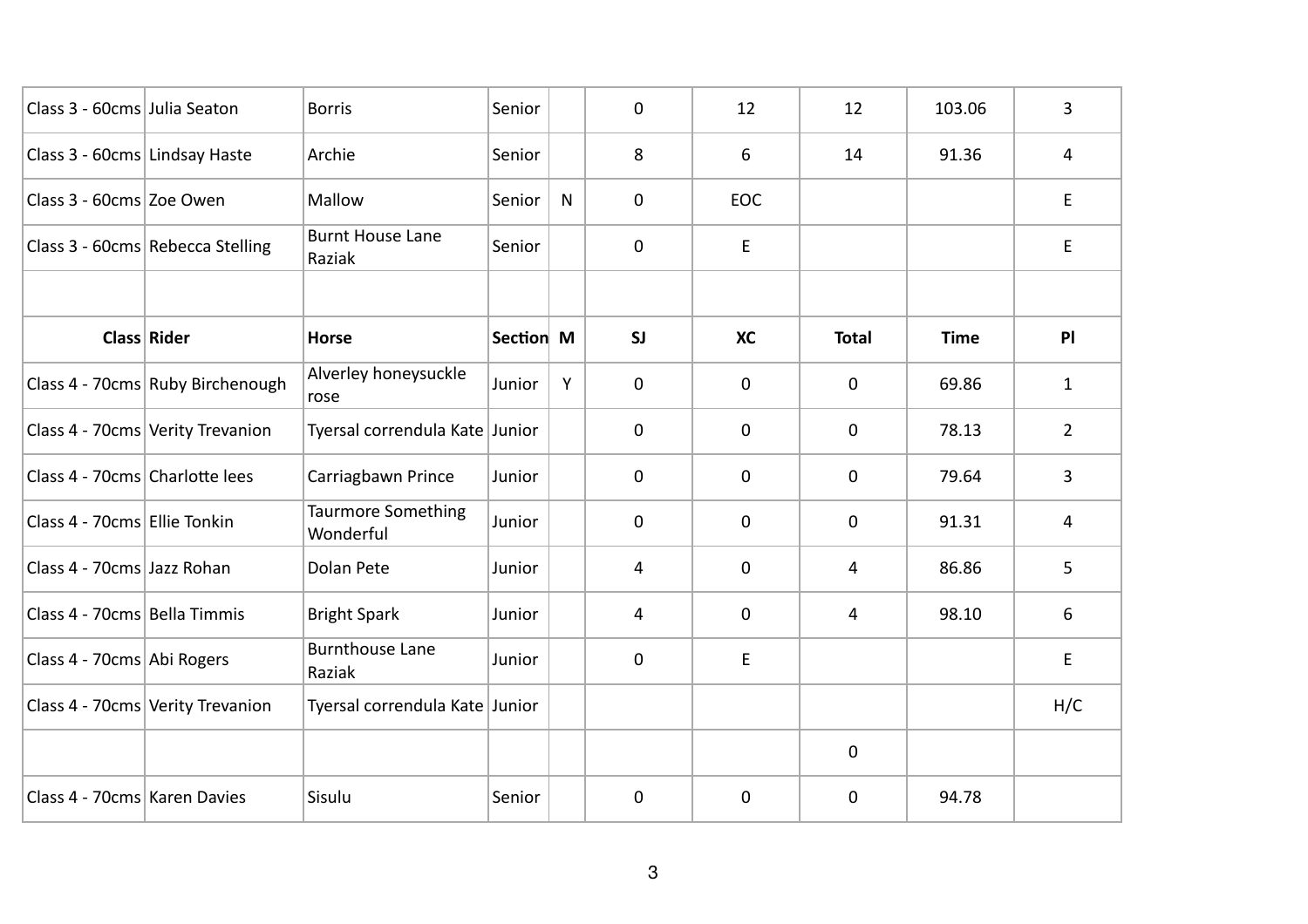| Class 3 - 60cms | Julia Seaton | Borris | Senior | | 0 | 12 | 12 | 103.06 | 3 |
|---|---|---|---|---|---|---|---|---|---|
| Class 3 - 60cms | Lindsay Haste | Archie | Senior | | 8 | 6 | 14 | 91.36 | 4 |
| Class 3 - 60cms | Zoe Owen | Mallow | Senior | N | 0 | EOC | | | E |
| Class 3 - 60cms | Rebecca Stelling | Burnt House Lane Raziak | Senior | | 0 | E | | | E |
| | | | | | | | | | |
| **Class** | **Rider** | **Horse** | **Section** | **M** | **SJ** | **XC** | **Total** | **Time** | **Pl** |
| Class 4 - 70cms | Ruby Birchenough | Alverley honeysuckle rose | Junior | Y | 0 | 0 | 0 | 69.86 | 1 |
| Class 4 - 70cms | Verity Trevanion | Tyersal correndula Kate | Junior | | 0 | 0 | 0 | 78.13 | 2 |
| Class 4 - 70cms | Charlotte lees | Carriagbawn Prince | Junior | | 0 | 0 | 0 | 79.64 | 3 |
| Class 4 - 70cms | Ellie Tonkin | Taurmore Something Wonderful | Junior | | 0 | 0 | 0 | 91.31 | 4 |
| Class 4 - 70cms | Jazz Rohan | Dolan Pete | Junior | | 4 | 0 | 4 | 86.86 | 5 |
| Class 4 - 70cms | Bella Timmis | Bright Spark | Junior | | 4 | 0 | 4 | 98.10 | 6 |
| Class 4 - 70cms | Abi Rogers | Burnthouse Lane Raziak | Junior | | 0 | E | | | E |
| Class 4 - 70cms | Verity Trevanion | Tyersal correndula Kate | Junior | | | | | | H/C |
| | | | | | | | 0 | | |
| Class 4 - 70cms | Karen Davies | Sisulu | Senior | | 0 | 0 | 0 | 94.78 | |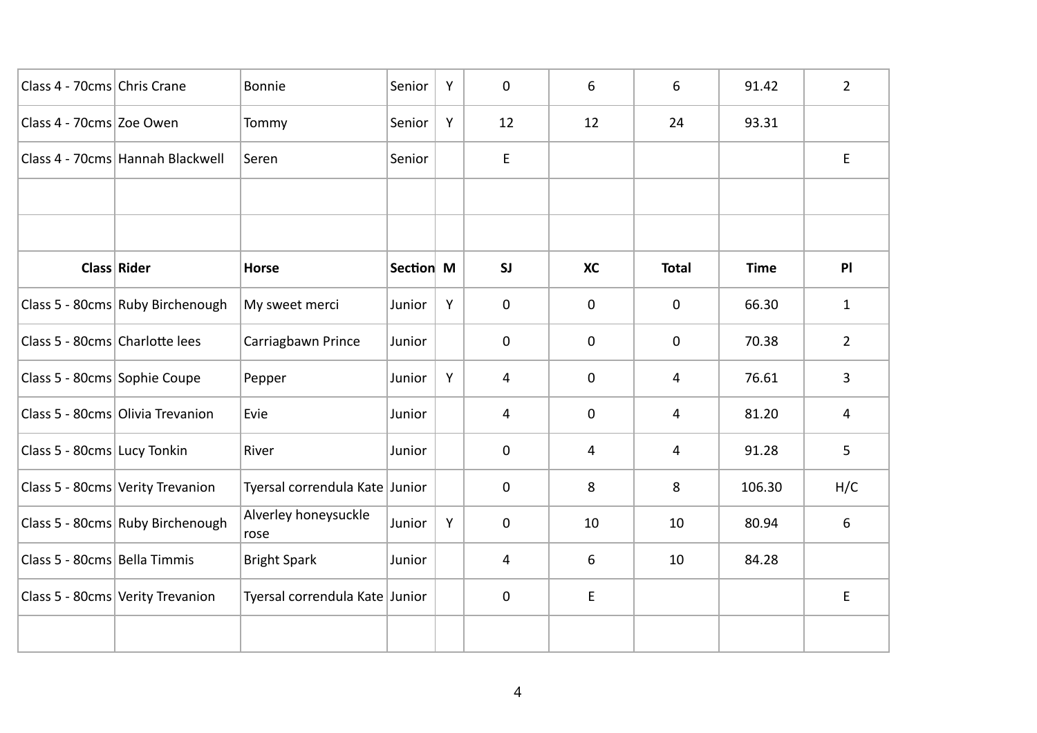| Class | Rider | Horse | Section | M | SJ | XC | Total | Time | Pl |
|---|---|---|---|---|---|---|---|---|---|
| Class 4 - 70cms | Chris Crane | Bonnie | Senior | Y | 0 | 6 | 6 | 91.42 | 2 |
| Class 4 - 70cms | Zoe Owen | Tommy | Senior | Y | 12 | 12 | 24 | 93.31 | |
| Class 4 - 70cms | Hannah Blackwell | Seren | Senior | | E | | | | E |

| Class | Rider | Horse | Section | M | SJ | XC | Total | Time | Pl |
|---|---|---|---|---|---|---|---|---|---|
| Class 5 - 80cms | Ruby Birchenough | My sweet merci | Junior | Y | 0 | 0 | 0 | 66.30 | 1 |
| Class 5 - 80cms | Charlotte lees | Carriagbawn Prince | Junior | | 0 | 0 | 0 | 70.38 | 2 |
| Class 5 - 80cms | Sophie Coupe | Pepper | Junior | Y | 4 | 0 | 4 | 76.61 | 3 |
| Class 5 - 80cms | Olivia Trevanion | Evie | Junior | | 4 | 0 | 4 | 81.20 | 4 |
| Class 5 - 80cms | Lucy Tonkin | River | Junior | | 0 | 4 | 4 | 91.28 | 5 |
| Class 5 - 80cms | Verity Trevanion | Tyersal correndula Kate | Junior | | 0 | 8 | 8 | 106.30 | H/C |
| Class 5 - 80cms | Ruby Birchenough | Alverley honeysuckle rose | Junior | Y | 0 | 10 | 10 | 80.94 | 6 |
| Class 5 - 80cms | Bella Timmis | Bright Spark | Junior | | 4 | 6 | 10 | 84.28 | |
| Class 5 - 80cms | Verity Trevanion | Tyersal correndula Kate | Junior | | 0 | E | | | E |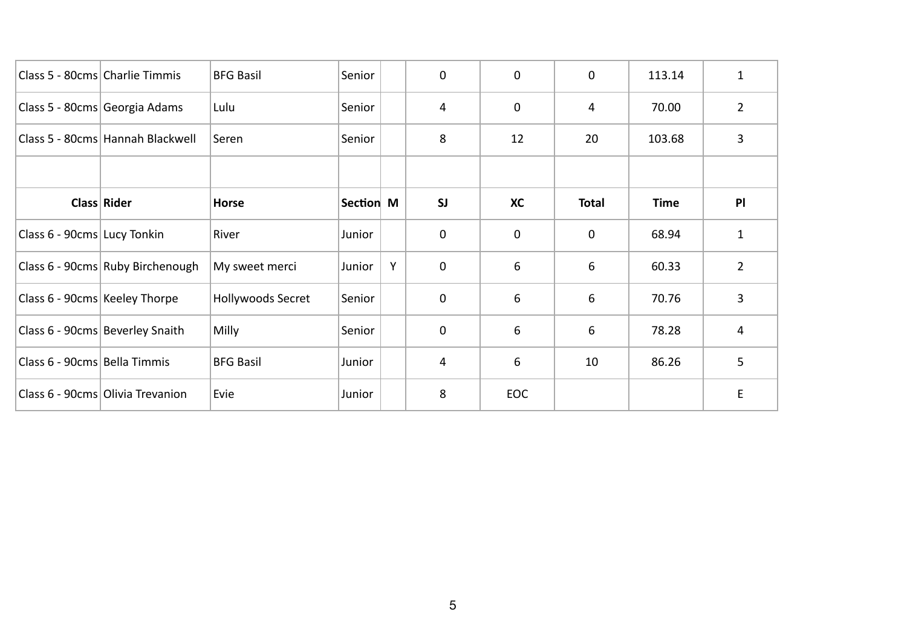| Class | Rider | Horse | Section | M | SJ | XC | Total | Time | Pl |
|---|---|---|---|---|---|---|---|---|---|
| Class 5 - 80cms | Charlie Timmis | BFG Basil | Senior | | 0 | 0 | 0 | 113.14 | 1 |
| Class 5 - 80cms | Georgia Adams | Lulu | Senior | | 4 | 0 | 4 | 70.00 | 2 |
| Class 5 - 80cms | Hannah Blackwell | Seren | Senior | | 8 | 12 | 20 | 103.68 | 3 |
| | | | | | | | | | |
| **Class** | **Rider** | **Horse** | **Section** | **M** | **SJ** | **XC** | **Total** | **Time** | **Pl** |
| Class 6 - 90cms | Lucy Tonkin | River | Junior | | 0 | 0 | 0 | 68.94 | 1 |
| Class 6 - 90cms | Ruby Birchenough | My sweet merci | Junior | Y | 0 | 6 | 6 | 60.33 | 2 |
| Class 6 - 90cms | Keeley Thorpe | Hollywoods Secret | Senior | | 0 | 6 | 6 | 70.76 | 3 |
| Class 6 - 90cms | Beverley Snaith | Milly | Senior | | 0 | 6 | 6 | 78.28 | 4 |
| Class 6 - 90cms | Bella Timmis | BFG Basil | Junior | | 4 | 6 | 10 | 86.26 | 5 |
| Class 6 - 90cms | Olivia Trevanion | Evie | Junior | | 8 | EOC | | | E |